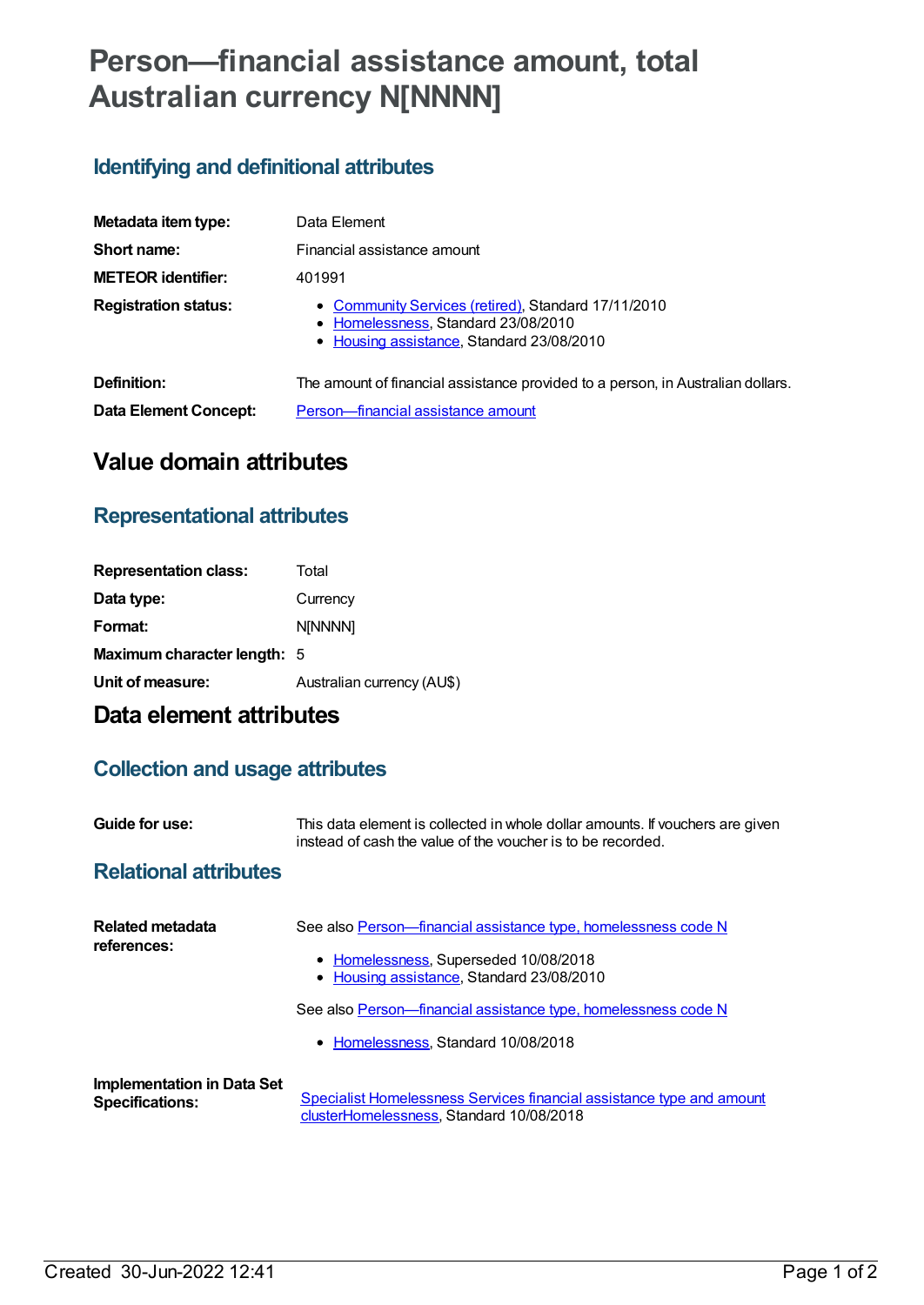# Person—financial assistance amount, total Australian currency N[NNNN]

## Identifying and definitional attributes

| | |
|---|---|
| **Metadata item type:** | Data Element |
| **Short name:** | Financial assistance amount |
| **METEOR identifier:** | 401991 |
| **Registration status:** | • Community Services (retired), Standard 17/11/2010<br>• Homelessness, Standard 23/08/2010<br>• Housing assistance, Standard 23/08/2010 |
| **Definition:** | The amount of financial assistance provided to a person, in Australian dollars. |
| **Data Element Concept:** | Person—financial assistance amount |

# Value domain attributes

## Representational attributes

| | |
|---|---|
| **Representation class:** | Total |
| **Data type:** | Currency |
| **Format:** | N[NNNN] |
| **Maximum character length:** | 5 |
| **Unit of measure:** | Australian currency (AU$) |

# Data element attributes

## Collection and usage attributes

| | |
|---|---|
| **Guide for use:** | This data element is collected in whole dollar amounts. If vouchers are given instead of cash the value of the voucher is to be recorded. |

## Relational attributes

**Related metadata references:**

See also Person—financial assistance type, homelessness code N

- Homelessness, Superseded 10/08/2018
- Housing assistance, Standard 23/08/2010

See also Person—financial assistance type, homelessness code N

- Homelessness, Standard 10/08/2018

**Implementation in Data Set Specifications:**

Specialist Homelessness Services financial assistance type and amount clusterHomelessness, Standard 10/08/2018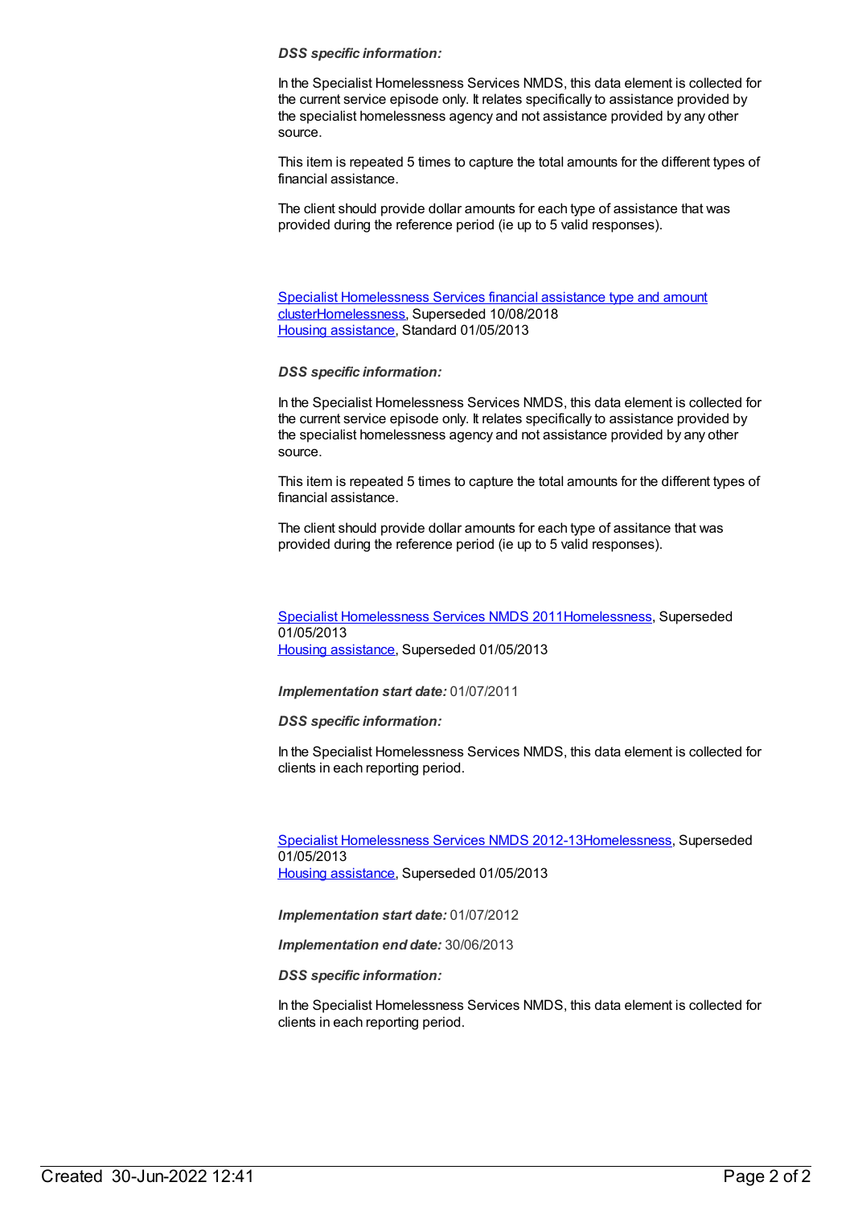***DSS specific information:***

In the Specialist Homelessness Services NMDS, this data element is collected for the current service episode only. It relates specifically to assistance provided by the specialist homelessness agency and not assistance provided by any other source.

This item is repeated 5 times to capture the total amounts for the different types of financial assistance.

The client should provide dollar amounts for each type of assistance that was provided during the reference period (ie up to 5 valid responses).

[Specialist Homelessness Services financial assistance type and amount cluster](#)[Homelessness](#), Superseded 10/08/2018
[Housing assistance](#), Standard 01/05/2013

***DSS specific information:***

In the Specialist Homelessness Services NMDS, this data element is collected for the current service episode only. It relates specifically to assistance provided by the specialist homelessness agency and not assistance provided by any other source.

This item is repeated 5 times to capture the total amounts for the different types of financial assistance.

The client should provide dollar amounts for each type of assitance that was provided during the reference period (ie up to 5 valid responses).

[Specialist Homelessness Services NMDS 2011](#)[Homelessness](#), Superseded 01/05/2013
[Housing assistance](#), Superseded 01/05/2013

***Implementation start date:*** 01/07/2011

***DSS specific information:***

In the Specialist Homelessness Services NMDS, this data element is collected for clients in each reporting period.

[Specialist Homelessness Services NMDS 2012-13](#)[Homelessness](#), Superseded 01/05/2013
[Housing assistance](#), Superseded 01/05/2013

***Implementation start date:*** 01/07/2012

***Implementation end date:*** 30/06/2013

***DSS specific information:***

In the Specialist Homelessness Services NMDS, this data element is collected for clients in each reporting period.